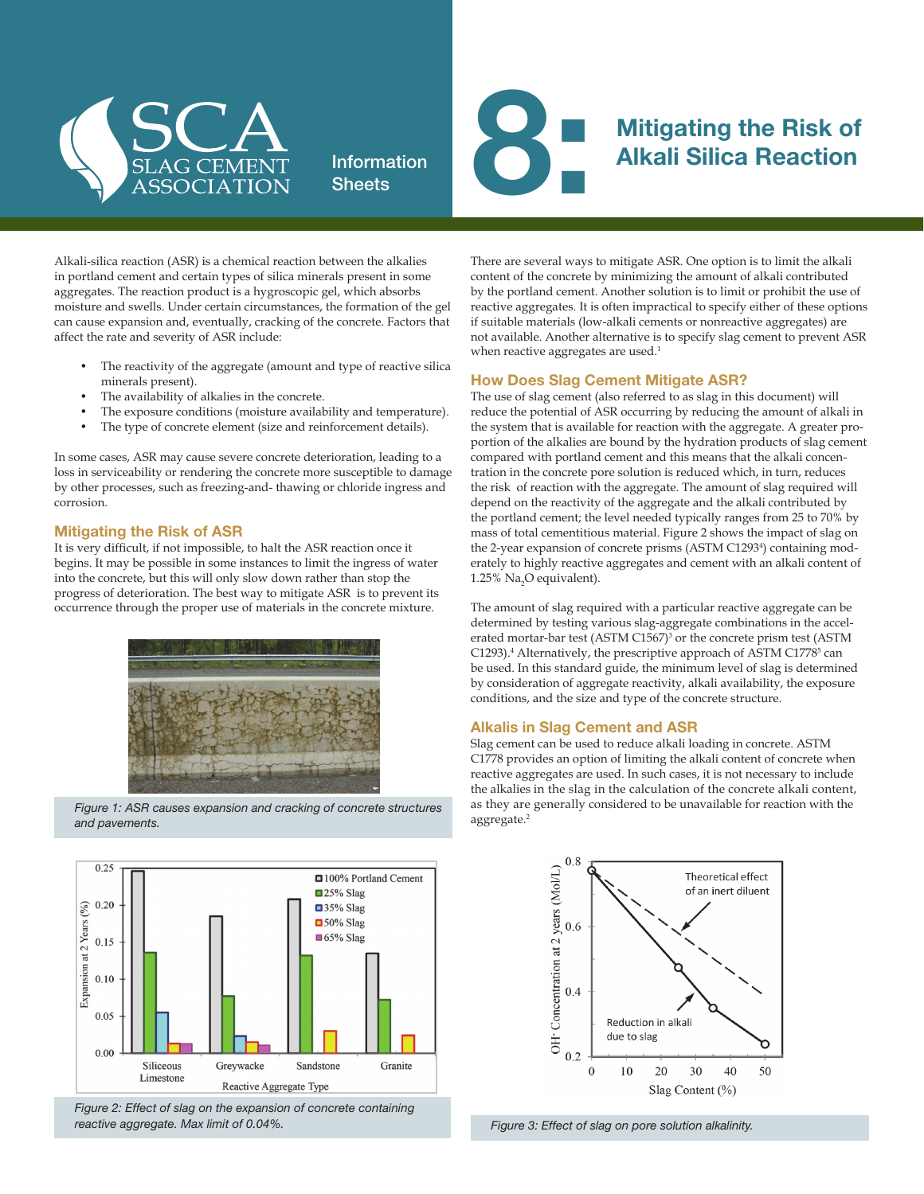# 8: Mitigating the Risk of Alkali Silica Reaction

SCA Slag Cement Association — Information Sheets

Alkali-silica reaction (ASR) is a chemical reaction between the alkalies in portland cement and certain types of silica minerals present in some aggregates. The reaction product is a hygroscopic gel, which absorbs moisture and swells. Under certain circumstances, the formation of the gel can cause expansion and, eventually, cracking of the concrete. Factors that affect the rate and severity of ASR include:

- The reactivity of the aggregate (amount and type of reactive silica minerals present).
- The availability of alkalies in the concrete.
- The exposure conditions (moisture availability and temperature).
- The type of concrete element (size and reinforcement details).

In some cases, ASR may cause severe concrete deterioration, leading to a loss in serviceability or rendering the concrete more susceptible to damage by other processes, such as freezing-and- thawing or chloride ingress and corrosion.

## Mitigating the Risk of ASR

It is very difficult, if not impossible, to halt the ASR reaction once it begins. It may be possible in some instances to limit the ingress of water into the concrete, but this will only slow down rather than stop the progress of deterioration. The best way to mitigate ASR is to prevent its occurrence through the proper use of materials in the concrete mixture.

*Figure 1: ASR causes expansion and cracking of concrete structures and pavements.*

*Figure 2: Effect of slag on the expansion of concrete containing reactive aggregate. Max limit of 0.04%.*

There are several ways to mitigate ASR. One option is to limit the alkali content of the concrete by minimizing the amount of alkali contributed by the portland cement. Another solution is to limit or prohibit the use of reactive aggregates. It is often impractical to specify either of these options if suitable materials (low-alkali cements or nonreactive aggregates) are not available. Another alternative is to specify slag cement to prevent ASR when reactive aggregates are used.[1]

## How Does Slag Cement Mitigate ASR?

The use of slag cement (also referred to as slag in this document) will reduce the potential of ASR occurring by reducing the amount of alkali in the system that is available for reaction with the aggregate. A greater proportion of the alkalies are bound by the hydration products of slag cement compared with portland cement and this means that the alkali concentration in the concrete pore solution is reduced which, in turn, reduces the risk of reaction with the aggregate. The amount of slag required will depend on the reactivity of the aggregate and the alkali contributed by the portland cement; the level needed typically ranges from 25 to 70% by mass of total cementitious material. Figure 2 shows the impact of slag on the 2-year expansion of concrete prisms (ASTM C1293[4]) containing moderately to highly reactive aggregates and cement with an alkali content of 1.25% $Na_2O$ equivalent).

The amount of slag required with a particular reactive aggregate can be determined by testing various slag-aggregate combinations in the accelerated mortar-bar test (ASTM C1567)[3] or the concrete prism test (ASTM C1293).[4] Alternatively, the prescriptive approach of ASTM C1778[5] can be used. In this standard guide, the minimum level of slag is determined by consideration of aggregate reactivity, alkali availability, the exposure conditions, and the size and type of the concrete structure.

## Alkalis in Slag Cement and ASR

Slag cement can be used to reduce alkali loading in concrete. ASTM C1778 provides an option of limiting the alkali content of concrete when reactive aggregates are used. In such cases, it is not necessary to include the alkalies in the slag in the calculation of the concrete alkali content, as they are generally considered to be unavailable for reaction with the aggregate.[2]

*Figure 3: Effect of slag on pore solution alkalinity.*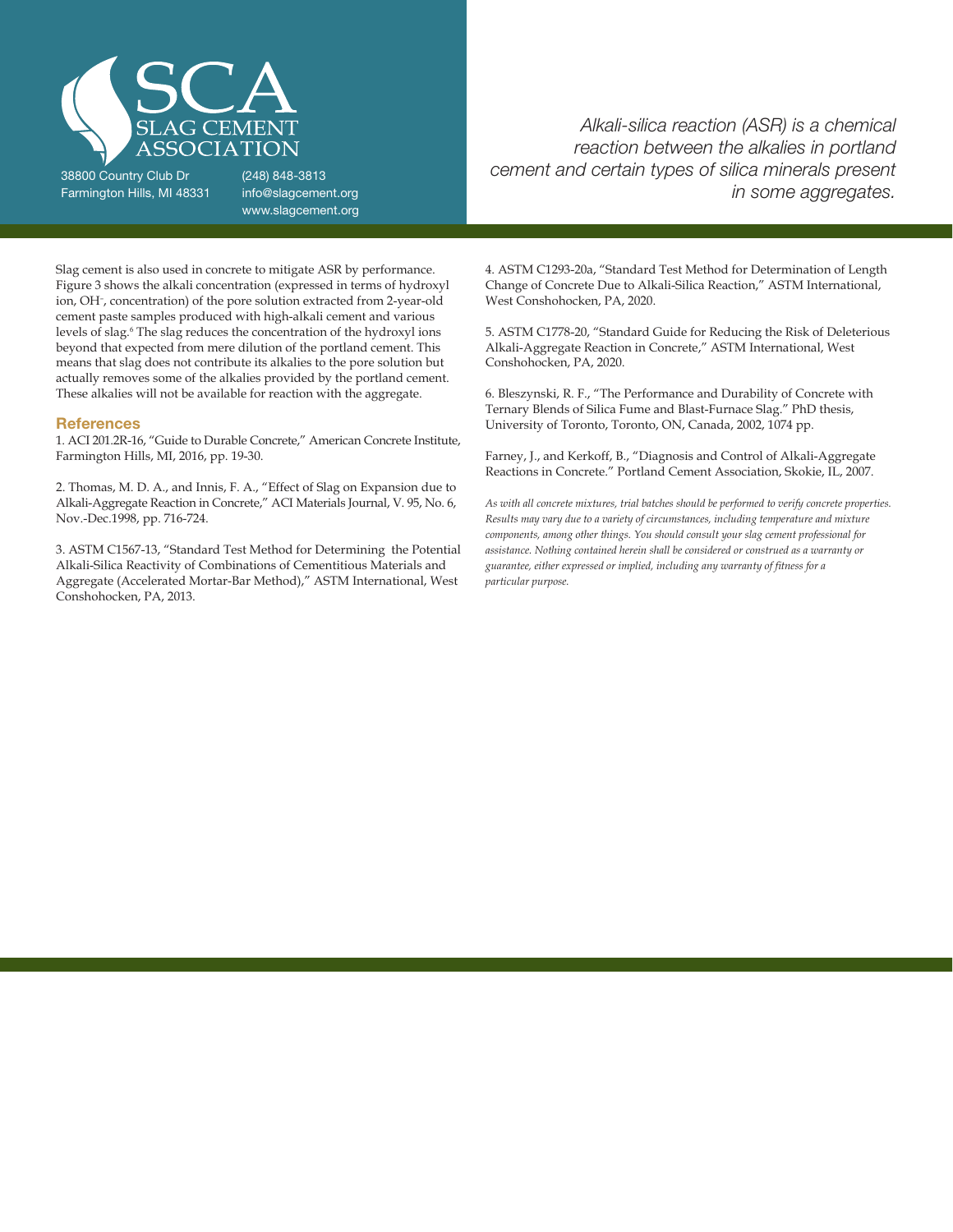# SCA Slag Cement Association

38800 Country Club Dr
Farmington Hills, MI 48331

(248) 848-3813
info@slagcement.org
www.slagcement.org

*Alkali-silica reaction (ASR) is a chemical reaction between the alkalies in portland cement and certain types of silica minerals present in some aggregates.*

Slag cement is also used in concrete to mitigate ASR by performance. Figure 3 shows the alkali concentration (expressed in terms of hydroxyl ion, $OH^-$, concentration) of the pore solution extracted from 2-year-old cement paste samples produced with high-alkali cement and various levels of slag.[6] The slag reduces the concentration of the hydroxyl ions beyond that expected from mere dilution of the portland cement. This means that slag does not contribute its alkalies to the pore solution but actually removes some of the alkalies provided by the portland cement. These alkalies will not be available for reaction with the aggregate.

## References

1. ACI 201.2R-16, "Guide to Durable Concrete," American Concrete Institute, Farmington Hills, MI, 2016, pp. 19-30.

2. Thomas, M. D. A., and Innis, F. A., "Effect of Slag on Expansion due to Alkali-Aggregate Reaction in Concrete," ACI Materials Journal, V. 95, No. 6, Nov.-Dec.1998, pp. 716-724.

3. ASTM C1567-13, "Standard Test Method for Determining the Potential Alkali-Silica Reactivity of Combinations of Cementitious Materials and Aggregate (Accelerated Mortar-Bar Method)," ASTM International, West Conshohocken, PA, 2013.

4. ASTM C1293-20a, "Standard Test Method for Determination of Length Change of Concrete Due to Alkali-Silica Reaction," ASTM International, West Conshohocken, PA, 2020.

5. ASTM C1778-20, "Standard Guide for Reducing the Risk of Deleterious Alkali-Aggregate Reaction in Concrete," ASTM International, West Conshohocken, PA, 2020.

6. Bleszynski, R. F., "The Performance and Durability of Concrete with Ternary Blends of Silica Fume and Blast-Furnace Slag." PhD thesis, University of Toronto, Toronto, ON, Canada, 2002, 1074 pp.

Farney, J., and Kerkoff, B., "Diagnosis and Control of Alkali-Aggregate Reactions in Concrete." Portland Cement Association, Skokie, IL, 2007.

*As with all concrete mixtures, trial batches should be performed to verify concrete properties. Results may vary due to a variety of circumstances, including temperature and mixture components, among other things. You should consult your slag cement professional for assistance. Nothing contained herein shall be considered or construed as a warranty or guarantee, either expressed or implied, including any warranty of fitness for a particular purpose.*